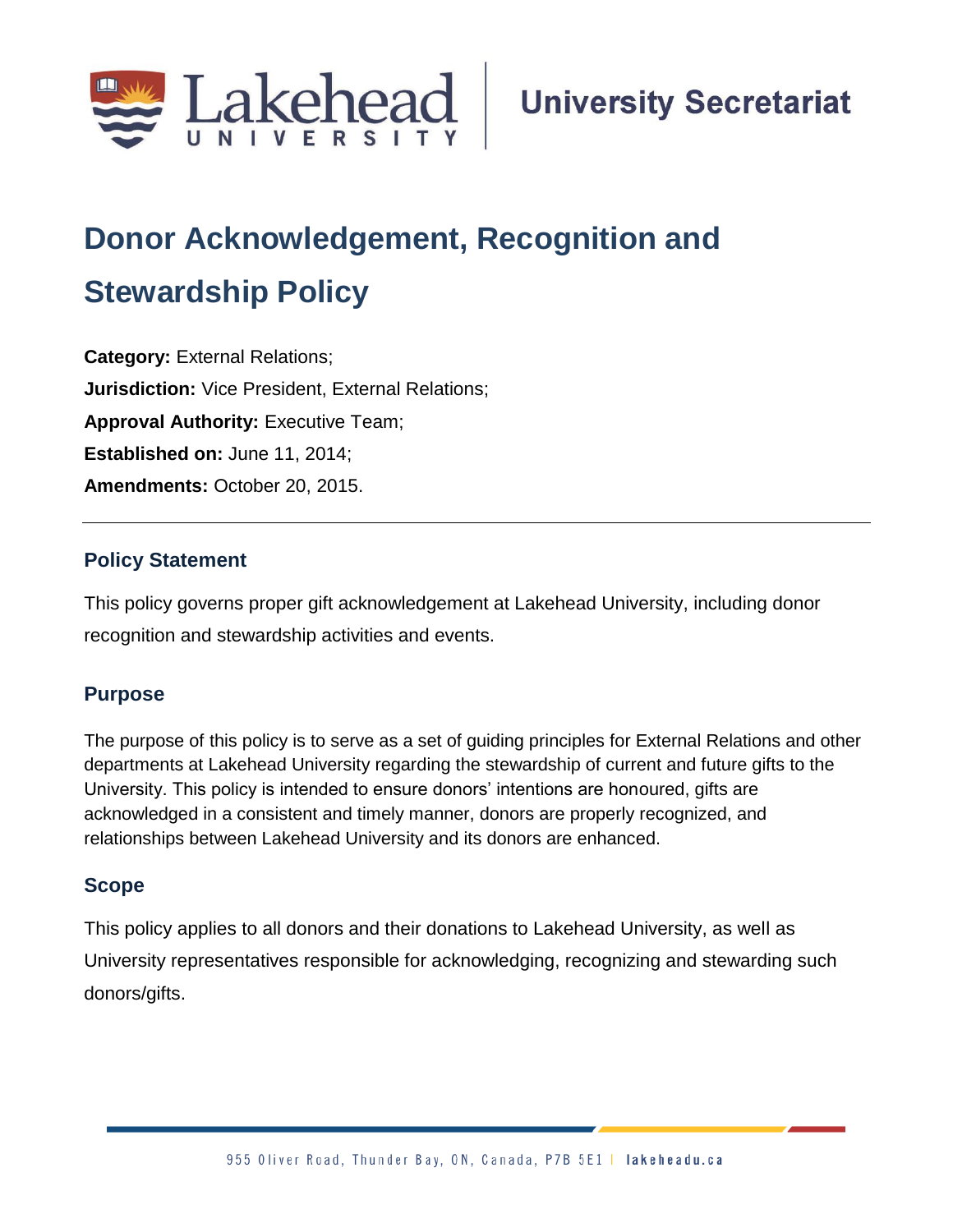# Donor Acknowledgement, Recognition and Stewardship Policy

**Category:** External Relations;
**Jurisdiction:** Vice President, External Relations;
**Approval Authority:** Executive Team;
**Established on:** June 11, 2014;
**Amendments:** October 20, 2015.

---

## Policy Statement

This policy governs proper gift acknowledgement at Lakehead University, including donor recognition and stewardship activities and events.

## Purpose

The purpose of this policy is to serve as a set of guiding principles for External Relations and other departments at Lakehead University regarding the stewardship of current and future gifts to the University. This policy is intended to ensure donors' intentions are honoured, gifts are acknowledged in a consistent and timely manner, donors are properly recognized, and relationships between Lakehead University and its donors are enhanced.

## Scope

This policy applies to all donors and their donations to Lakehead University, as well as University representatives responsible for acknowledging, recognizing and stewarding such donors/gifts.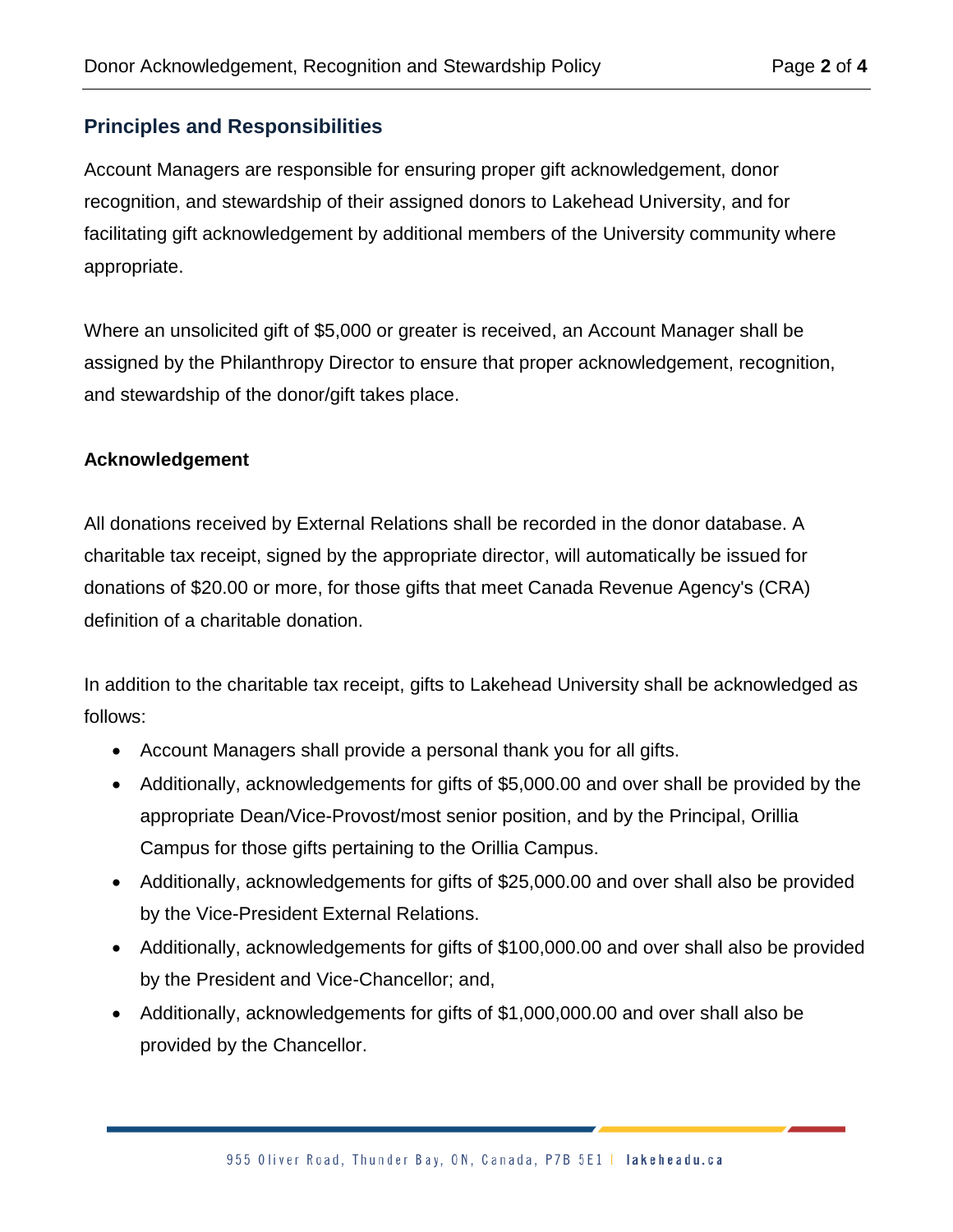## Principles and Responsibilities

Account Managers are responsible for ensuring proper gift acknowledgement, donor recognition, and stewardship of their assigned donors to Lakehead University, and for facilitating gift acknowledgement by additional members of the University community where appropriate.

Where an unsolicited gift of $5,000 or greater is received, an Account Manager shall be assigned by the Philanthropy Director to ensure that proper acknowledgement, recognition, and stewardship of the donor/gift takes place.

### Acknowledgement

All donations received by External Relations shall be recorded in the donor database. A charitable tax receipt, signed by the appropriate director, will automatically be issued for donations of $20.00 or more, for those gifts that meet Canada Revenue Agency's (CRA) definition of a charitable donation.

In addition to the charitable tax receipt, gifts to Lakehead University shall be acknowledged as follows:

- Account Managers shall provide a personal thank you for all gifts.
- Additionally, acknowledgements for gifts of $5,000.00 and over shall be provided by the appropriate Dean/Vice-Provost/most senior position, and by the Principal, Orillia Campus for those gifts pertaining to the Orillia Campus.
- Additionally, acknowledgements for gifts of $25,000.00 and over shall also be provided by the Vice-President External Relations.
- Additionally, acknowledgements for gifts of $100,000.00 and over shall also be provided by the President and Vice-Chancellor; and,
- Additionally, acknowledgements for gifts of $1,000,000.00 and over shall also be provided by the Chancellor.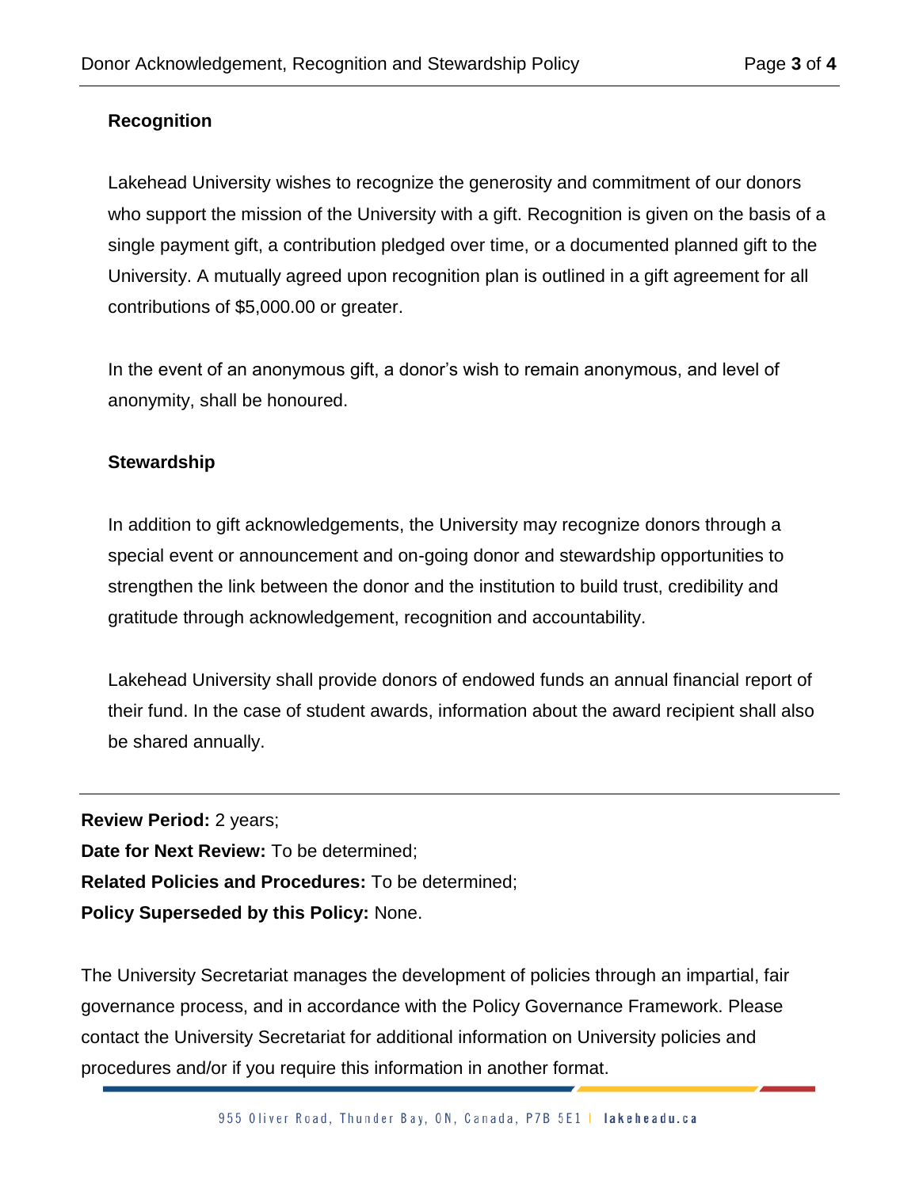### Recognition

Lakehead University wishes to recognize the generosity and commitment of our donors who support the mission of the University with a gift. Recognition is given on the basis of a single payment gift, a contribution pledged over time, or a documented planned gift to the University. A mutually agreed upon recognition plan is outlined in a gift agreement for all contributions of $5,000.00 or greater.

In the event of an anonymous gift, a donor's wish to remain anonymous, and level of anonymity, shall be honoured.

### Stewardship

In addition to gift acknowledgements, the University may recognize donors through a special event or announcement and on-going donor and stewardship opportunities to strengthen the link between the donor and the institution to build trust, credibility and gratitude through acknowledgement, recognition and accountability.

Lakehead University shall provide donors of endowed funds an annual financial report of their fund. In the case of student awards, information about the award recipient shall also be shared annually.

---

**Review Period:** 2 years;
**Date for Next Review:** To be determined;
**Related Policies and Procedures:** To be determined;
**Policy Superseded by this Policy:** None.

The University Secretariat manages the development of policies through an impartial, fair governance process, and in accordance with the Policy Governance Framework. Please contact the University Secretariat for additional information on University policies and procedures and/or if you require this information in another format.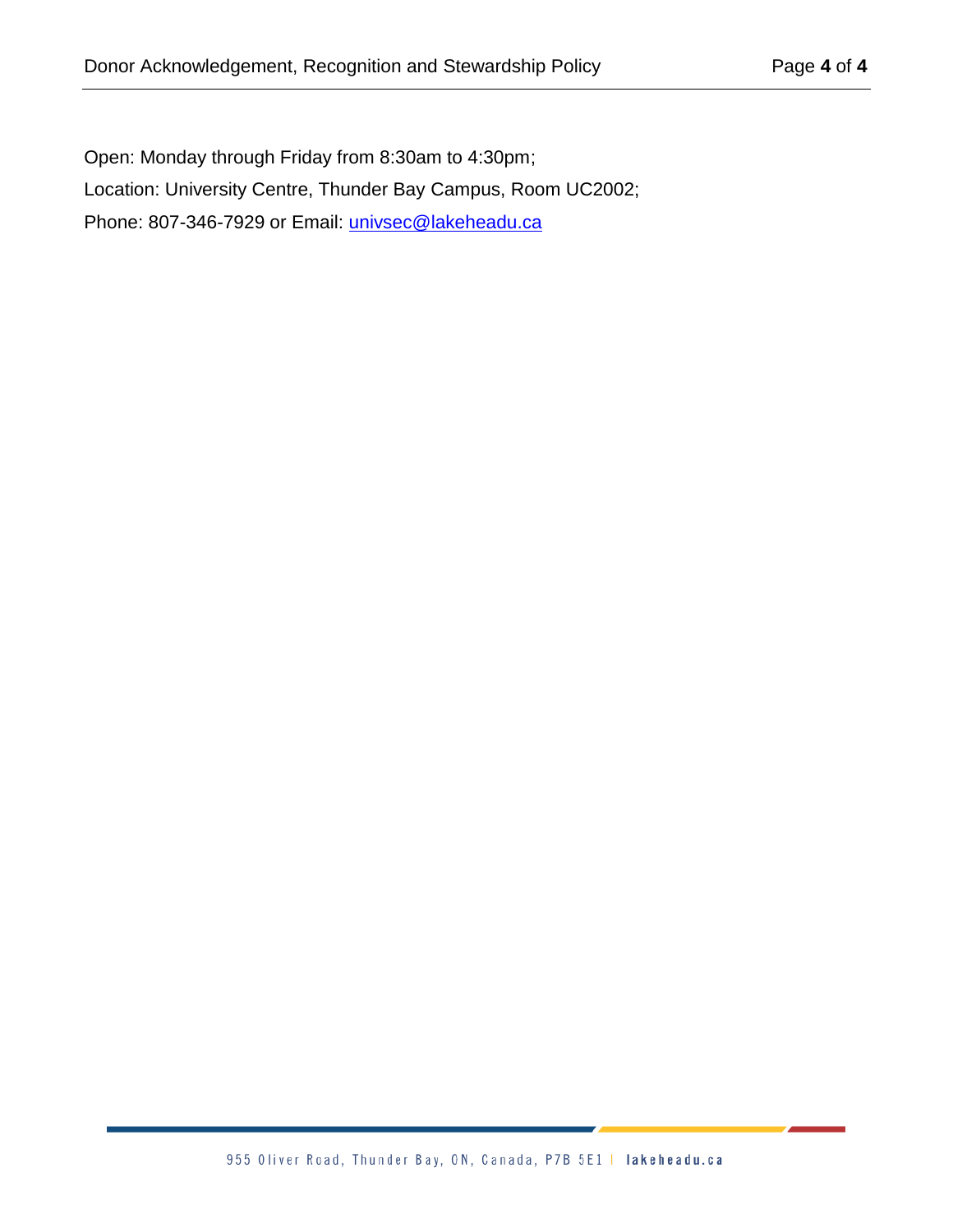Open: Monday through Friday from 8:30am to 4:30pm;

Location: University Centre, Thunder Bay Campus, Room UC2002;

Phone: 807-346-7929 or Email: univsec@lakeheadu.ca